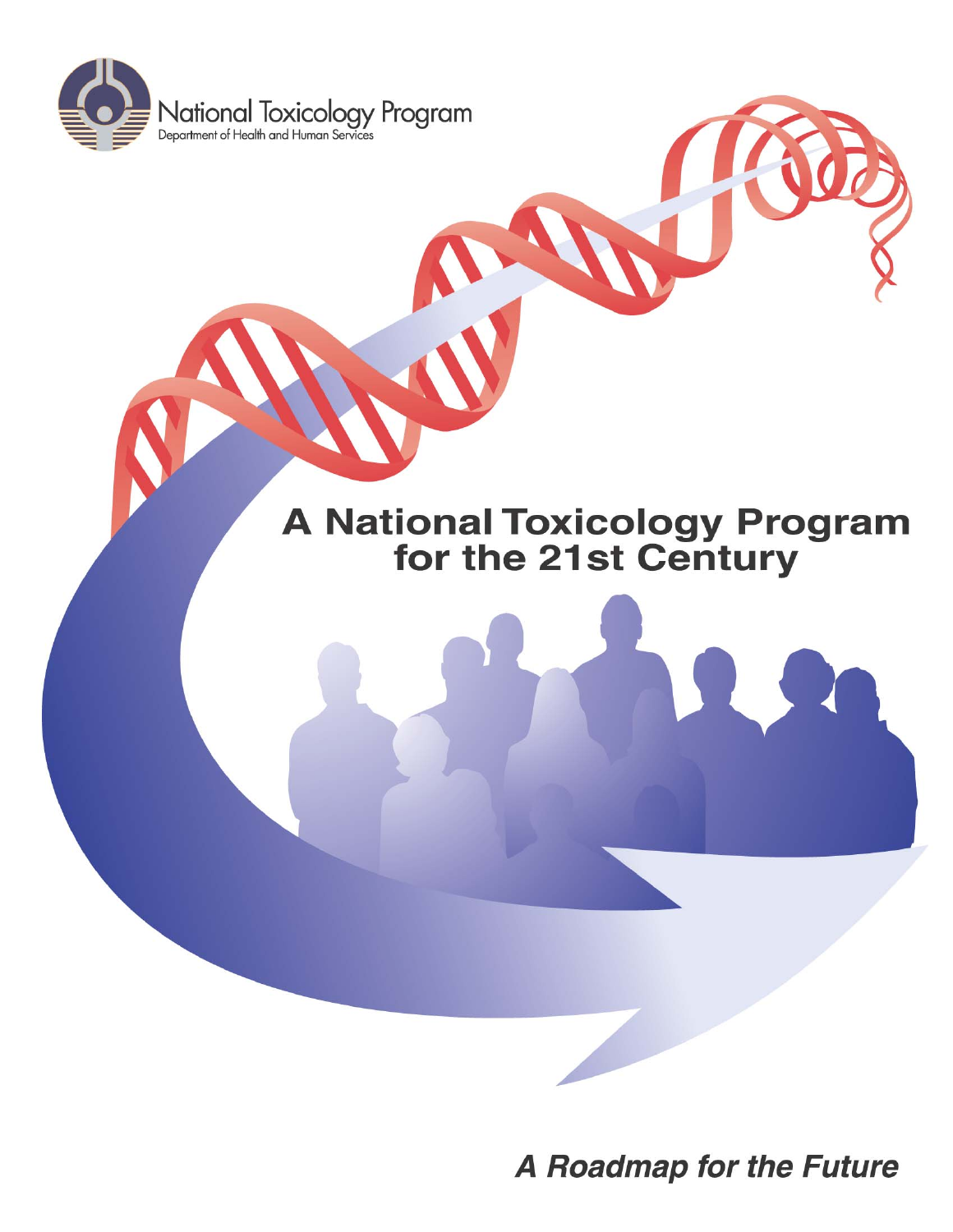National Toxicology Program
Department of Health and Human Services

# A National Toxicology Program for the 21st Century

***A Roadmap for the Future***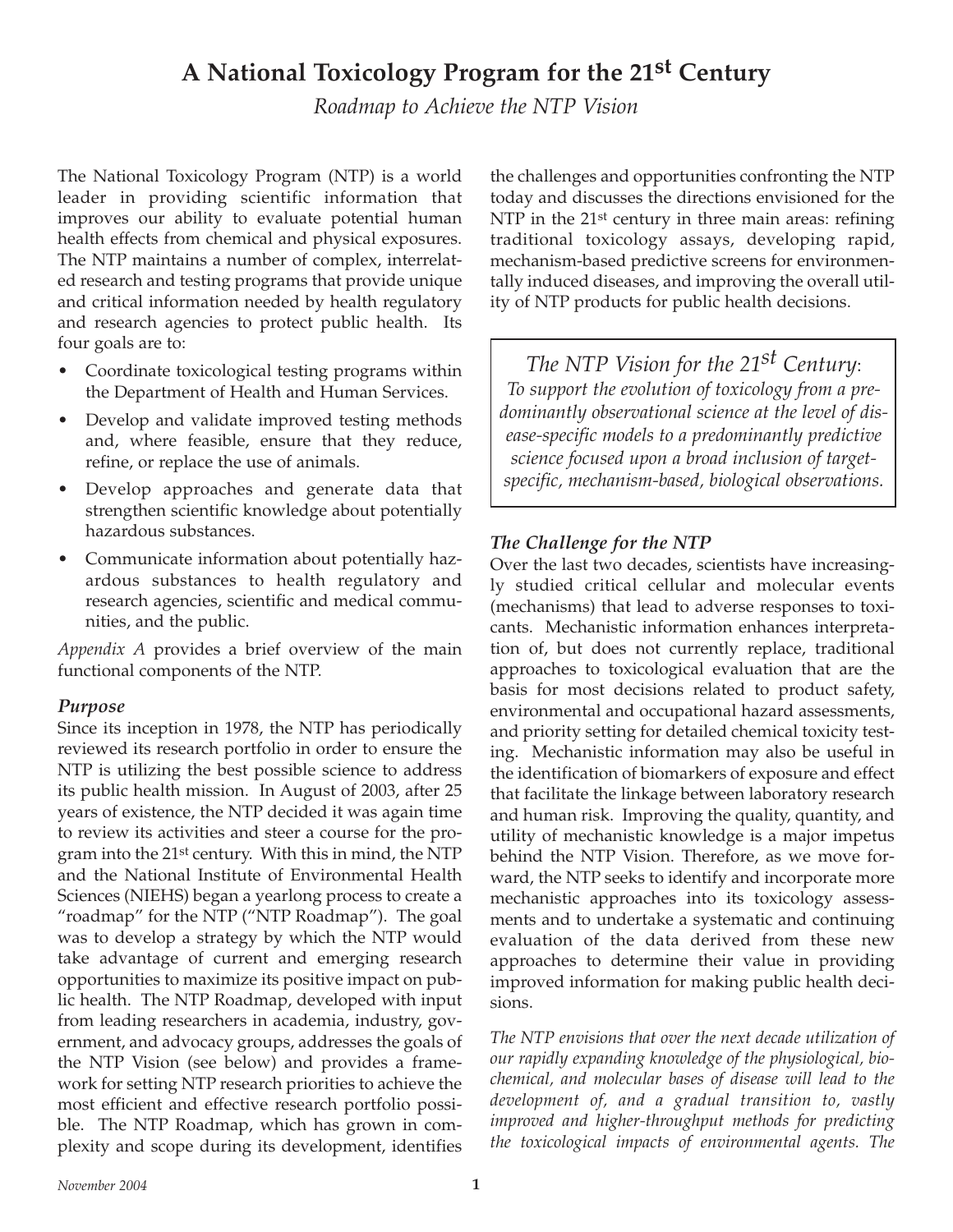# A National Toxicology Program for the 21st Century

*Roadmap to Achieve the NTP Vision*

The National Toxicology Program (NTP) is a world leader in providing scientific information that improves our ability to evaluate potential human health effects from chemical and physical exposures. The NTP maintains a number of complex, interrelated research and testing programs that provide unique and critical information needed by health regulatory and research agencies to protect public health. Its four goals are to:

- Coordinate toxicological testing programs within the Department of Health and Human Services.
- Develop and validate improved testing methods and, where feasible, ensure that they reduce, refine, or replace the use of animals.
- Develop approaches and generate data that strengthen scientific knowledge about potentially hazardous substances.
- Communicate information about potentially hazardous substances to health regulatory and research agencies, scientific and medical communities, and the public.

*Appendix A* provides a brief overview of the main functional components of the NTP.

### *Purpose*

Since its inception in 1978, the NTP has periodically reviewed its research portfolio in order to ensure the NTP is utilizing the best possible science to address its public health mission. In August of 2003, after 25 years of existence, the NTP decided it was again time to review its activities and steer a course for the program into the 21st century. With this in mind, the NTP and the National Institute of Environmental Health Sciences (NIEHS) began a yearlong process to create a "roadmap" for the NTP ("NTP Roadmap"). The goal was to develop a strategy by which the NTP would take advantage of current and emerging research opportunities to maximize its positive impact on public health. The NTP Roadmap, developed with input from leading researchers in academia, industry, government, and advocacy groups, addresses the goals of the NTP Vision (see below) and provides a framework for setting NTP research priorities to achieve the most efficient and effective research portfolio possible. The NTP Roadmap, which has grown in complexity and scope during its development, identifies the challenges and opportunities confronting the NTP today and discusses the directions envisioned for the NTP in the 21st century in three main areas: refining traditional toxicology assays, developing rapid, mechanism-based predictive screens for environmentally induced diseases, and improving the overall utility of NTP products for public health decisions.

> *The NTP Vision for the 21st Century*:
> *To support the evolution of toxicology from a predominantly observational science at the level of disease-specific models to a predominantly predictive science focused upon a broad inclusion of target-specific, mechanism-based, biological observations.*

### *The Challenge for the NTP*

Over the last two decades, scientists have increasingly studied critical cellular and molecular events (mechanisms) that lead to adverse responses to toxicants. Mechanistic information enhances interpretation of, but does not currently replace, traditional approaches to toxicological evaluation that are the basis for most decisions related to product safety, environmental and occupational hazard assessments, and priority setting for detailed chemical toxicity testing. Mechanistic information may also be useful in the identification of biomarkers of exposure and effect that facilitate the linkage between laboratory research and human risk. Improving the quality, quantity, and utility of mechanistic knowledge is a major impetus behind the NTP Vision. Therefore, as we move forward, the NTP seeks to identify and incorporate more mechanistic approaches into its toxicology assessments and to undertake a systematic and continuing evaluation of the data derived from these new approaches to determine their value in providing improved information for making public health decisions.

*The NTP envisions that over the next decade utilization of our rapidly expanding knowledge of the physiological, biochemical, and molecular bases of disease will lead to the development of, and a gradual transition to, vastly improved and higher-throughput methods for predicting the toxicological impacts of environmental agents. The*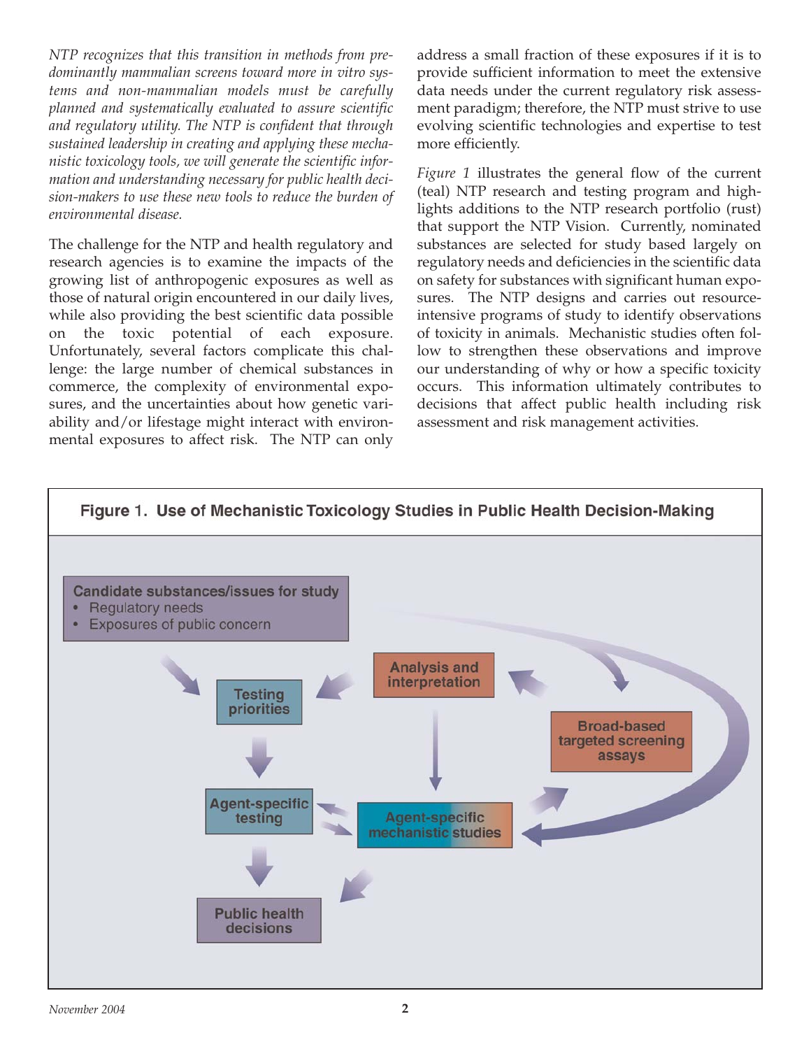*NTP recognizes that this transition in methods from predominantly mammalian screens toward more in vitro systems and non-mammalian models must be carefully planned and systematically evaluated to assure scientific and regulatory utility. The NTP is confident that through sustained leadership in creating and applying these mechanistic toxicology tools, we will generate the scientific information and understanding necessary for public health decision-makers to use these new tools to reduce the burden of environmental disease.*

The challenge for the NTP and health regulatory and research agencies is to examine the impacts of the growing list of anthropogenic exposures as well as those of natural origin encountered in our daily lives, while also providing the best scientific data possible on the toxic potential of each exposure. Unfortunately, several factors complicate this challenge: the large number of chemical substances in commerce, the complexity of environmental exposures, and the uncertainties about how genetic variability and/or lifestage might interact with environmental exposures to affect risk. The NTP can only address a small fraction of these exposures if it is to provide sufficient information to meet the extensive data needs under the current regulatory risk assessment paradigm; therefore, the NTP must strive to use evolving scientific technologies and expertise to test more efficiently.

*Figure 1* illustrates the general flow of the current (teal) NTP research and testing program and highlights additions to the NTP research portfolio (rust) that support the NTP Vision. Currently, nominated substances are selected for study based largely on regulatory needs and deficiencies in the scientific data on safety for substances with significant human exposures. The NTP designs and carries out resource-intensive programs of study to identify observations of toxicity in animals. Mechanistic studies often follow to strengthen these observations and improve our understanding of why or how a specific toxicity occurs. This information ultimately contributes to decisions that affect public health including risk assessment and risk management activities.

**Figure 1. Use of Mechanistic Toxicology Studies in Public Health Decision-Making**

**Candidate substances/issues for study**
- Regulatory needs
- Exposures of public concern

Testing priorities

Analysis and interpretation

Broad-based targeted screening assays

Agent-specific testing

Agent-specific mechanistic studies

Public health decisions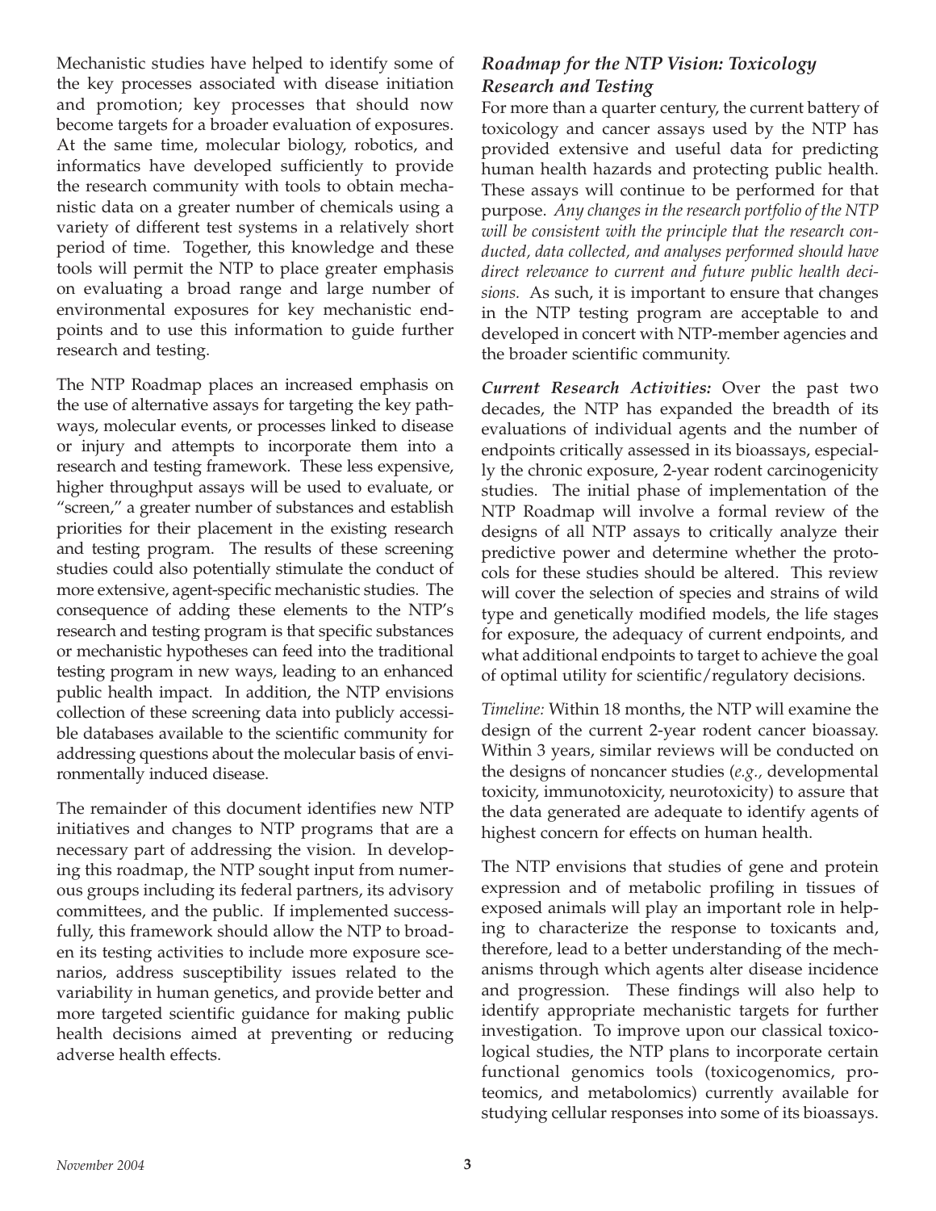Mechanistic studies have helped to identify some of the key processes associated with disease initiation and promotion; key processes that should now become targets for a broader evaluation of exposures. At the same time, molecular biology, robotics, and informatics have developed sufficiently to provide the research community with tools to obtain mechanistic data on a greater number of chemicals using a variety of different test systems in a relatively short period of time. Together, this knowledge and these tools will permit the NTP to place greater emphasis on evaluating a broad range and large number of environmental exposures for key mechanistic endpoints and to use this information to guide further research and testing.

The NTP Roadmap places an increased emphasis on the use of alternative assays for targeting the key pathways, molecular events, or processes linked to disease or injury and attempts to incorporate them into a research and testing framework. These less expensive, higher throughput assays will be used to evaluate, or "screen," a greater number of substances and establish priorities for their placement in the existing research and testing program. The results of these screening studies could also potentially stimulate the conduct of more extensive, agent-specific mechanistic studies. The consequence of adding these elements to the NTP's research and testing program is that specific substances or mechanistic hypotheses can feed into the traditional testing program in new ways, leading to an enhanced public health impact. In addition, the NTP envisions collection of these screening data into publicly accessible databases available to the scientific community for addressing questions about the molecular basis of environmentally induced disease.

The remainder of this document identifies new NTP initiatives and changes to NTP programs that are a necessary part of addressing the vision. In developing this roadmap, the NTP sought input from numerous groups including its federal partners, its advisory committees, and the public. If implemented successfully, this framework should allow the NTP to broaden its testing activities to include more exposure scenarios, address susceptibility issues related to the variability in human genetics, and provide better and more targeted scientific guidance for making public health decisions aimed at preventing or reducing adverse health effects.

### *Roadmap for the NTP Vision: Toxicology Research and Testing*

For more than a quarter century, the current battery of toxicology and cancer assays used by the NTP has provided extensive and useful data for predicting human health hazards and protecting public health. These assays will continue to be performed for that purpose. *Any changes in the research portfolio of the NTP will be consistent with the principle that the research conducted, data collected, and analyses performed should have direct relevance to current and future public health decisions.* As such, it is important to ensure that changes in the NTP testing program are acceptable to and developed in concert with NTP-member agencies and the broader scientific community.

***Current Research Activities:*** Over the past two decades, the NTP has expanded the breadth of its evaluations of individual agents and the number of endpoints critically assessed in its bioassays, especially the chronic exposure, 2-year rodent carcinogenicity studies. The initial phase of implementation of the NTP Roadmap will involve a formal review of the designs of all NTP assays to critically analyze their predictive power and determine whether the protocols for these studies should be altered. This review will cover the selection of species and strains of wild type and genetically modified models, the life stages for exposure, the adequacy of current endpoints, and what additional endpoints to target to achieve the goal of optimal utility for scientific/regulatory decisions.

*Timeline:* Within 18 months, the NTP will examine the design of the current 2-year rodent cancer bioassay. Within 3 years, similar reviews will be conducted on the designs of noncancer studies (*e.g.,* developmental toxicity, immunotoxicity, neurotoxicity) to assure that the data generated are adequate to identify agents of highest concern for effects on human health.

The NTP envisions that studies of gene and protein expression and of metabolic profiling in tissues of exposed animals will play an important role in helping to characterize the response to toxicants and, therefore, lead to a better understanding of the mechanisms through which agents alter disease incidence and progression. These findings will also help to identify appropriate mechanistic targets for further investigation. To improve upon our classical toxicological studies, the NTP plans to incorporate certain functional genomics tools (toxicogenomics, proteomics, and metabolomics) currently available for studying cellular responses into some of its bioassays.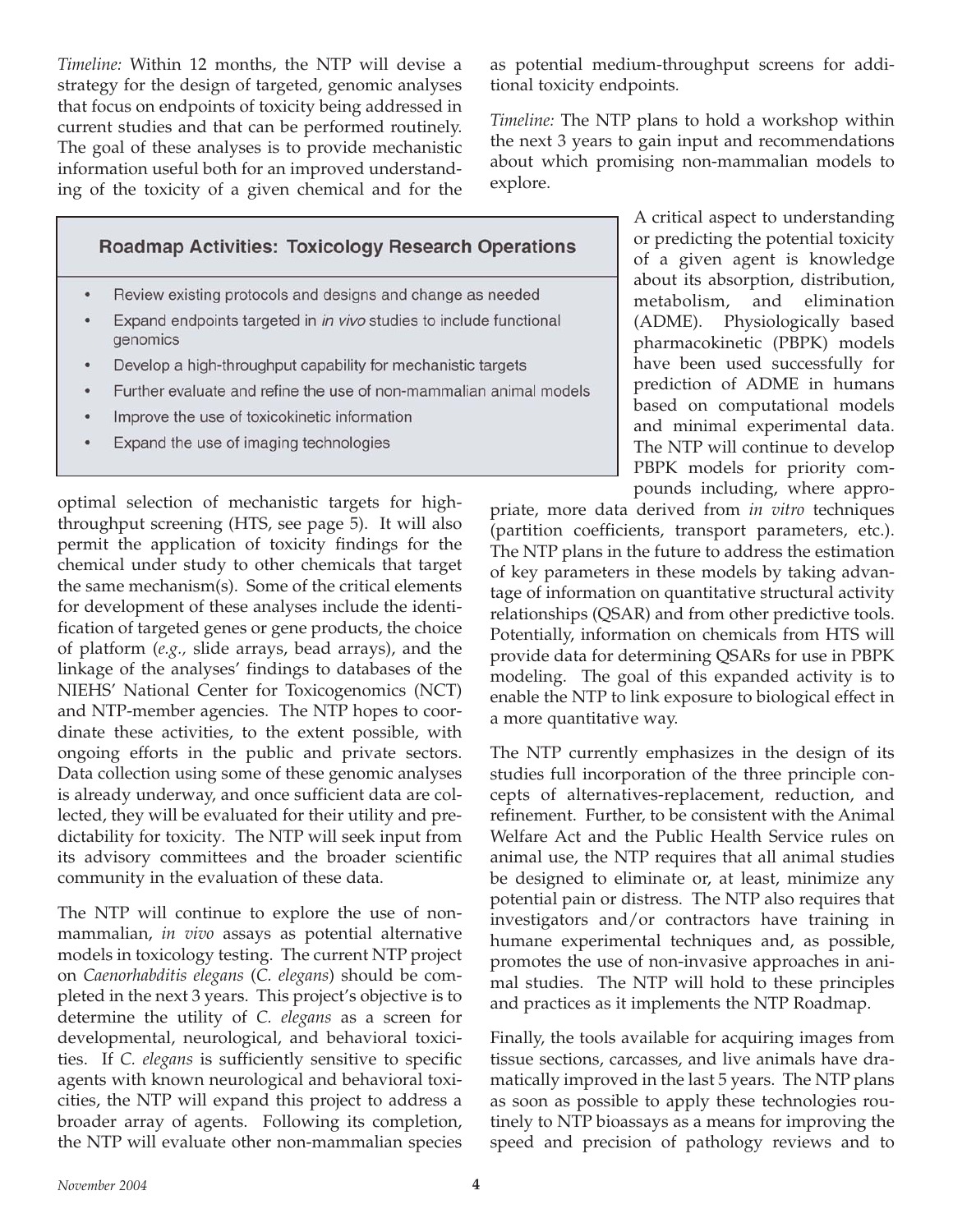*Timeline:* Within 12 months, the NTP will devise a strategy for the design of targeted, genomic analyses that focus on endpoints of toxicity being addressed in current studies and that can be performed routinely. The goal of these analyses is to provide mechanistic information useful both for an improved understanding of the toxicity of a given chemical and for the optimal selection of mechanistic targets for high-throughput screening (HTS, see page 5). It will also permit the application of toxicity findings for the chemical under study to other chemicals that target the same mechanism(s). Some of the critical elements for development of these analyses include the identification of targeted genes or gene products, the choice of platform (*e.g.,* slide arrays, bead arrays), and the linkage of the analyses' findings to databases of the NIEHS' National Center for Toxicogenomics (NCT) and NTP-member agencies. The NTP hopes to coordinate these activities, to the extent possible, with ongoing efforts in the public and private sectors. Data collection using some of these genomic analyses is already underway, and once sufficient data are collected, they will be evaluated for their utility and predictability for toxicity. The NTP will seek input from its advisory committees and the broader scientific community in the evaluation of these data.

**Roadmap Activities: Toxicology Research Operations**

- Review existing protocols and designs and change as needed
- Expand endpoints targeted in *in vivo* studies to include functional genomics
- Develop a high-throughput capability for mechanistic targets
- Further evaluate and refine the use of non-mammalian animal models
- Improve the use of toxicokinetic information
- Expand the use of imaging technologies

The NTP will continue to explore the use of non-mammalian, *in vivo* assays as potential alternative models in toxicology testing. The current NTP project on *Caenorhabditis elegans* (*C. elegans*) should be completed in the next 3 years. This project's objective is to determine the utility of *C. elegans* as a screen for developmental, neurological, and behavioral toxicities. If *C. elegans* is sufficiently sensitive to specific agents with known neurological and behavioral toxicities, the NTP will expand this project to address a broader array of agents. Following its completion, the NTP will evaluate other non-mammalian species as potential medium-throughput screens for additional toxicity endpoints.

*Timeline:* The NTP plans to hold a workshop within the next 3 years to gain input and recommendations about which promising non-mammalian models to explore.

A critical aspect to understanding or predicting the potential toxicity of a given agent is knowledge about its absorption, distribution, metabolism, and elimination (ADME). Physiologically based pharmacokinetic (PBPK) models have been used successfully for prediction of ADME in humans based on computational models and minimal experimental data. The NTP will continue to develop PBPK models for priority compounds including, where appropriate, more data derived from *in vitro* techniques (partition coefficients, transport parameters, etc.). The NTP plans in the future to address the estimation of key parameters in these models by taking advantage of information on quantitative structural activity relationships (QSAR) and from other predictive tools. Potentially, information on chemicals from HTS will provide data for determining QSARs for use in PBPK modeling. The goal of this expanded activity is to enable the NTP to link exposure to biological effect in a more quantitative way.

The NTP currently emphasizes in the design of its studies full incorporation of the three principle concepts of alternatives-replacement, reduction, and refinement. Further, to be consistent with the Animal Welfare Act and the Public Health Service rules on animal use, the NTP requires that all animal studies be designed to eliminate or, at least, minimize any potential pain or distress. The NTP also requires that investigators and/or contractors have training in humane experimental techniques and, as possible, promotes the use of non-invasive approaches in animal studies. The NTP will hold to these principles and practices as it implements the NTP Roadmap.

Finally, the tools available for acquiring images from tissue sections, carcasses, and live animals have dramatically improved in the last 5 years. The NTP plans as soon as possible to apply these technologies routinely to NTP bioassays as a means for improving the speed and precision of pathology reviews and to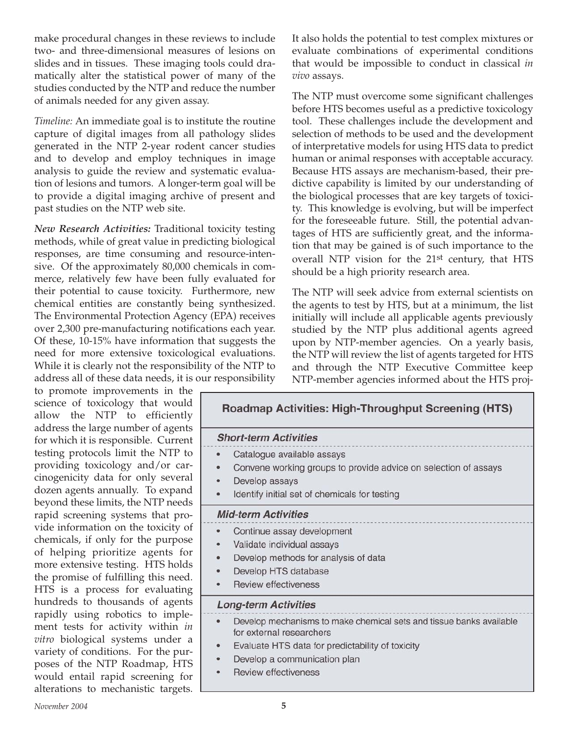make procedural changes in these reviews to include two- and three-dimensional measures of lesions on slides and in tissues. These imaging tools could dramatically alter the statistical power of many of the studies conducted by the NTP and reduce the number of animals needed for any given assay.

*Timeline:* An immediate goal is to institute the routine capture of digital images from all pathology slides generated in the NTP 2-year rodent cancer studies and to develop and employ techniques in image analysis to guide the review and systematic evaluation of lesions and tumors. A longer-term goal will be to provide a digital imaging archive of present and past studies on the NTP web site.

***New Research Activities:*** Traditional toxicity testing methods, while of great value in predicting biological responses, are time consuming and resource-intensive. Of the approximately 80,000 chemicals in commerce, relatively few have been fully evaluated for their potential to cause toxicity. Furthermore, new chemical entities are constantly being synthesized. The Environmental Protection Agency (EPA) receives over 2,300 pre-manufacturing notifications each year. Of these, 10-15% have information that suggests the need for more extensive toxicological evaluations. While it is clearly not the responsibility of the NTP to address all of these data needs, it is our responsibility to promote improvements in the science of toxicology that would allow the NTP to efficiently address the large number of agents for which it is responsible. Current testing protocols limit the NTP to providing toxicology and/or carcinogenicity data for only several dozen agents annually. To expand beyond these limits, the NTP needs rapid screening systems that provide information on the toxicity of chemicals, if only for the purpose of helping prioritize agents for more extensive testing. HTS holds the promise of fulfilling this need. HTS is a process for evaluating hundreds to thousands of agents rapidly using robotics to implement tests for activity within *in vitro* biological systems under a variety of conditions. For the purposes of the NTP Roadmap, HTS would entail rapid screening for alterations to mechanistic targets. It also holds the potential to test complex mixtures or evaluate combinations of experimental conditions that would be impossible to conduct in classical *in vivo* assays.

The NTP must overcome some significant challenges before HTS becomes useful as a predictive toxicology tool. These challenges include the development and selection of methods to be used and the development of interpretative models for using HTS data to predict human or animal responses with acceptable accuracy. Because HTS assays are mechanism-based, their predictive capability is limited by our understanding of the biological processes that are key targets of toxicity. This knowledge is evolving, but will be imperfect for the foreseeable future. Still, the potential advantages of HTS are sufficiently great, and the information that may be gained is of such importance to the overall NTP vision for the 21st century, that HTS should be a high priority research area.

The NTP will seek advice from external scientists on the agents to test by HTS, but at a minimum, the list initially will include all applicable agents previously studied by the NTP plus additional agents agreed upon by NTP-member agencies. On a yearly basis, the NTP will review the list of agents targeted for HTS and through the NTP Executive Committee keep NTP-member agencies informed about the HTS proj-

### Roadmap Activities: High-Throughput Screening (HTS)

***Short-term Activities***

- Catalogue available assays
- Convene working groups to provide advice on selection of assays
- Develop assays
- Identify initial set of chemicals for testing

***Mid-term Activities***

- Continue assay development
- Validate individual assays
- Develop methods for analysis of data
- Develop HTS database
- Review effectiveness

***Long-term Activities***

- Develop mechanisms to make chemical sets and tissue banks available for external researchers
- Evaluate HTS data for predictability of toxicity
- Develop a communication plan
- Review effectiveness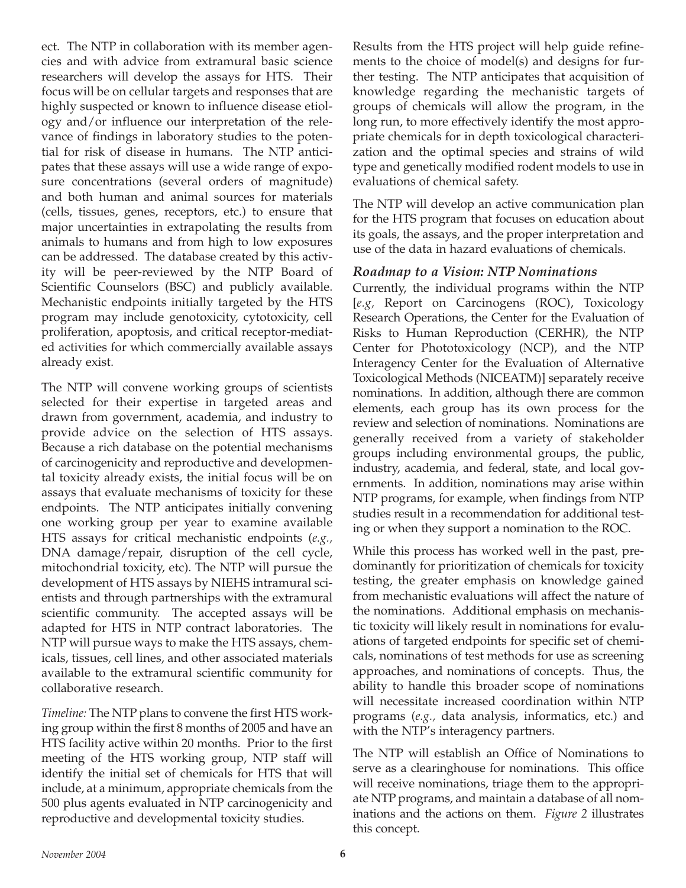ect. The NTP in collaboration with its member agencies and with advice from extramural basic science researchers will develop the assays for HTS. Their focus will be on cellular targets and responses that are highly suspected or known to influence disease etiology and/or influence our interpretation of the relevance of findings in laboratory studies to the potential for risk of disease in humans. The NTP anticipates that these assays will use a wide range of exposure concentrations (several orders of magnitude) and both human and animal sources for materials (cells, tissues, genes, receptors, etc.) to ensure that major uncertainties in extrapolating the results from animals to humans and from high to low exposures can be addressed. The database created by this activity will be peer-reviewed by the NTP Board of Scientific Counselors (BSC) and publicly available. Mechanistic endpoints initially targeted by the HTS program may include genotoxicity, cytotoxicity, cell proliferation, apoptosis, and critical receptor-mediated activities for which commercially available assays already exist.

The NTP will convene working groups of scientists selected for their expertise in targeted areas and drawn from government, academia, and industry to provide advice on the selection of HTS assays. Because a rich database on the potential mechanisms of carcinogenicity and reproductive and developmental toxicity already exists, the initial focus will be on assays that evaluate mechanisms of toxicity for these endpoints. The NTP anticipates initially convening one working group per year to examine available HTS assays for critical mechanistic endpoints (*e.g.,* DNA damage/repair, disruption of the cell cycle, mitochondrial toxicity, etc). The NTP will pursue the development of HTS assays by NIEHS intramural scientists and through partnerships with the extramural scientific community. The accepted assays will be adapted for HTS in NTP contract laboratories. The NTP will pursue ways to make the HTS assays, chemicals, tissues, cell lines, and other associated materials available to the extramural scientific community for collaborative research.

*Timeline:* The NTP plans to convene the first HTS working group within the first 8 months of 2005 and have an HTS facility active within 20 months. Prior to the first meeting of the HTS working group, NTP staff will identify the initial set of chemicals for HTS that will include, at a minimum, appropriate chemicals from the 500 plus agents evaluated in NTP carcinogenicity and reproductive and developmental toxicity studies.

Results from the HTS project will help guide refinements to the choice of model(s) and designs for further testing. The NTP anticipates that acquisition of knowledge regarding the mechanistic targets of groups of chemicals will allow the program, in the long run, to more effectively identify the most appropriate chemicals for in depth toxicological characterization and the optimal species and strains of wild type and genetically modified rodent models to use in evaluations of chemical safety.

The NTP will develop an active communication plan for the HTS program that focuses on education about its goals, the assays, and the proper interpretation and use of the data in hazard evaluations of chemicals.

### *Roadmap to a Vision: NTP Nominations*

Currently, the individual programs within the NTP [*e.g,* Report on Carcinogens (ROC), Toxicology Research Operations, the Center for the Evaluation of Risks to Human Reproduction (CERHR), the NTP Center for Phototoxicology (NCP), and the NTP Interagency Center for the Evaluation of Alternative Toxicological Methods (NICEATM)] separately receive nominations. In addition, although there are common elements, each group has its own process for the review and selection of nominations. Nominations are generally received from a variety of stakeholder groups including environmental groups, the public, industry, academia, and federal, state, and local governments. In addition, nominations may arise within NTP programs, for example, when findings from NTP studies result in a recommendation for additional testing or when they support a nomination to the ROC.

While this process has worked well in the past, predominantly for prioritization of chemicals for toxicity testing, the greater emphasis on knowledge gained from mechanistic evaluations will affect the nature of the nominations. Additional emphasis on mechanistic toxicity will likely result in nominations for evaluations of targeted endpoints for specific set of chemicals, nominations of test methods for use as screening approaches, and nominations of concepts. Thus, the ability to handle this broader scope of nominations will necessitate increased coordination within NTP programs (*e.g.,* data analysis, informatics, etc.) and with the NTP's interagency partners.

The NTP will establish an Office of Nominations to serve as a clearinghouse for nominations. This office will receive nominations, triage them to the appropriate NTP programs, and maintain a database of all nominations and the actions on them. *Figure 2* illustrates this concept.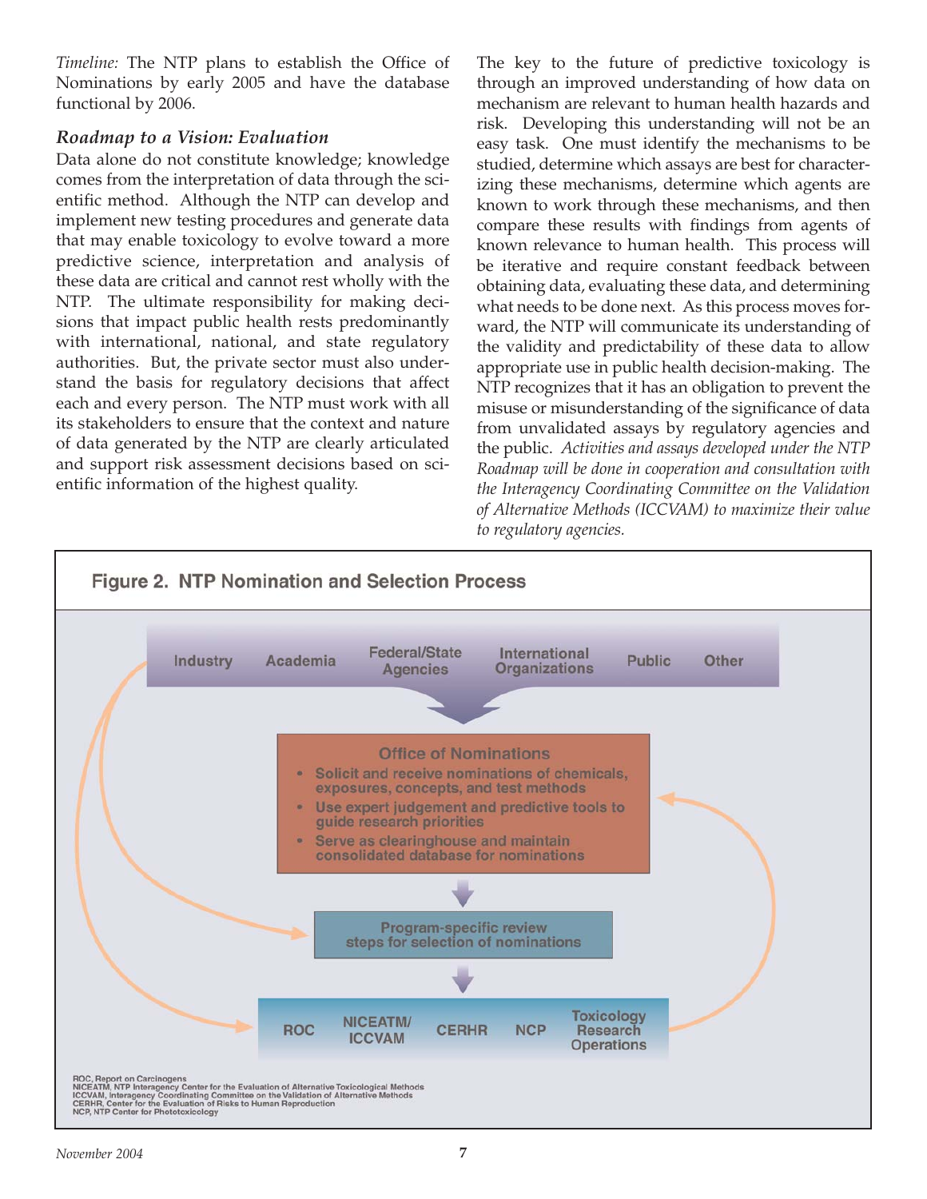*Timeline:* The NTP plans to establish the Office of Nominations by early 2005 and have the database functional by 2006.

### *Roadmap to a Vision: Evaluation*

Data alone do not constitute knowledge; knowledge comes from the interpretation of data through the scientific method. Although the NTP can develop and implement new testing procedures and generate data that may enable toxicology to evolve toward a more predictive science, interpretation and analysis of these data are critical and cannot rest wholly with the NTP. The ultimate responsibility for making decisions that impact public health rests predominantly with international, national, and state regulatory authorities. But, the private sector must also understand the basis for regulatory decisions that affect each and every person. The NTP must work with all its stakeholders to ensure that the context and nature of data generated by the NTP are clearly articulated and support risk assessment decisions based on scientific information of the highest quality.

The key to the future of predictive toxicology is through an improved understanding of how data on mechanism are relevant to human health hazards and risk. Developing this understanding will not be an easy task. One must identify the mechanisms to be studied, determine which assays are best for characterizing these mechanisms, determine which agents are known to work through these mechanisms, and then compare these results with findings from agents of known relevance to human health. This process will be iterative and require constant feedback between obtaining data, evaluating these data, and determining what needs to be done next. As this process moves forward, the NTP will communicate its understanding of the validity and predictability of these data to allow appropriate use in public health decision-making. The NTP recognizes that it has an obligation to prevent the misuse or misunderstanding of the significance of data from unvalidated assays by regulatory agencies and the public. *Activities and assays developed under the NTP Roadmap will be done in cooperation and consultation with the Interagency Coordinating Committee on the Validation of Alternative Methods (ICCVAM) to maximize their value to regulatory agencies.*

**Figure 2. NTP Nomination and Selection Process**

Industry | Academia | Federal/State Agencies | International Organizations | Public | Other

**Office of Nominations**
- Solicit and receive nominations of chemicals, exposures, concepts, and test methods
- Use expert judgement and predictive tools to guide research priorities
- Serve as clearinghouse and maintain consolidated database for nominations

Program-specific review steps for selection of nominations

ROC | NICEATM/ICCVAM | CERHR | NCP | Toxicology Research Operations

ROC, Report on Carcinogens
NICEATM, NTP Interagency Center for the Evaluation of Alternative Toxicological Methods
ICCVAM, Interagency Coordinating Committee on the Validation of Alternative Methods
CERHR, Center for the Evaluation of Risks to Human Reproduction
NCP, NTP Center for Phototoxicology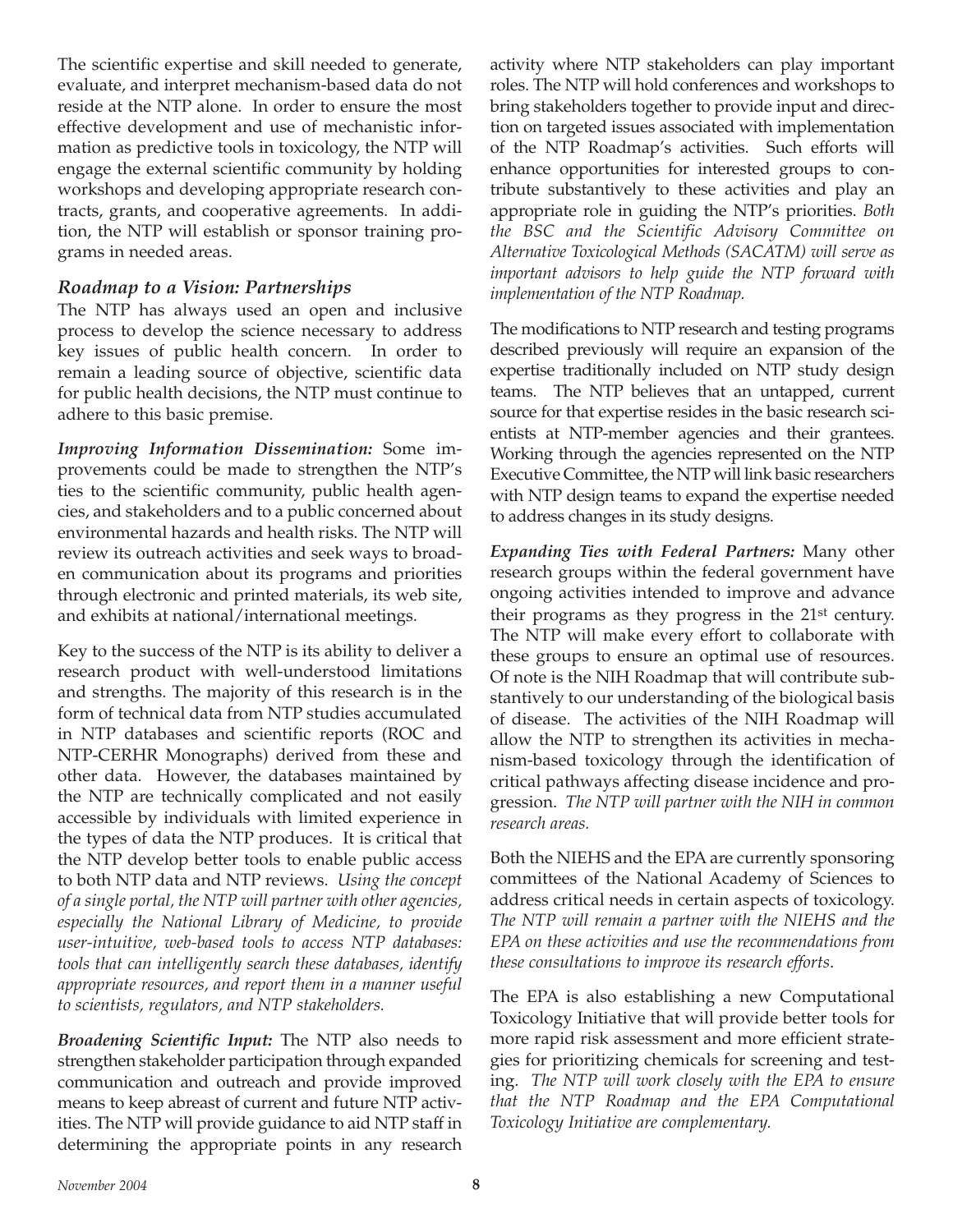The scientific expertise and skill needed to generate, evaluate, and interpret mechanism-based data do not reside at the NTP alone. In order to ensure the most effective development and use of mechanistic information as predictive tools in toxicology, the NTP will engage the external scientific community by holding workshops and developing appropriate research contracts, grants, and cooperative agreements. In addition, the NTP will establish or sponsor training programs in needed areas.

### *Roadmap to a Vision: Partnerships*

The NTP has always used an open and inclusive process to develop the science necessary to address key issues of public health concern. In order to remain a leading source of objective, scientific data for public health decisions, the NTP must continue to adhere to this basic premise.

***Improving Information Dissemination:*** Some improvements could be made to strengthen the NTP's ties to the scientific community, public health agencies, and stakeholders and to a public concerned about environmental hazards and health risks. The NTP will review its outreach activities and seek ways to broaden communication about its programs and priorities through electronic and printed materials, its web site, and exhibits at national/international meetings.

Key to the success of the NTP is its ability to deliver a research product with well-understood limitations and strengths. The majority of this research is in the form of technical data from NTP studies accumulated in NTP databases and scientific reports (ROC and NTP-CERHR Monographs) derived from these and other data. However, the databases maintained by the NTP are technically complicated and not easily accessible by individuals with limited experience in the types of data the NTP produces. It is critical that the NTP develop better tools to enable public access to both NTP data and NTP reviews. *Using the concept of a single portal, the NTP will partner with other agencies, especially the National Library of Medicine, to provide user-intuitive, web-based tools to access NTP databases: tools that can intelligently search these databases, identify appropriate resources, and report them in a manner useful to scientists, regulators, and NTP stakeholders.*

***Broadening Scientific Input:*** The NTP also needs to strengthen stakeholder participation through expanded communication and outreach and provide improved means to keep abreast of current and future NTP activities. The NTP will provide guidance to aid NTP staff in determining the appropriate points in any research activity where NTP stakeholders can play important roles. The NTP will hold conferences and workshops to bring stakeholders together to provide input and direction on targeted issues associated with implementation of the NTP Roadmap's activities. Such efforts will enhance opportunities for interested groups to contribute substantively to these activities and play an appropriate role in guiding the NTP's priorities. *Both the BSC and the Scientific Advisory Committee on Alternative Toxicological Methods (SACATM) will serve as important advisors to help guide the NTP forward with implementation of the NTP Roadmap.*

The modifications to NTP research and testing programs described previously will require an expansion of the expertise traditionally included on NTP study design teams. The NTP believes that an untapped, current source for that expertise resides in the basic research scientists at NTP-member agencies and their grantees. Working through the agencies represented on the NTP Executive Committee, the NTP will link basic researchers with NTP design teams to expand the expertise needed to address changes in its study designs.

***Expanding Ties with Federal Partners:*** Many other research groups within the federal government have ongoing activities intended to improve and advance their programs as they progress in the 21st century. The NTP will make every effort to collaborate with these groups to ensure an optimal use of resources. Of note is the NIH Roadmap that will contribute substantively to our understanding of the biological basis of disease. The activities of the NIH Roadmap will allow the NTP to strengthen its activities in mechanism-based toxicology through the identification of critical pathways affecting disease incidence and progression. *The NTP will partner with the NIH in common research areas.*

Both the NIEHS and the EPA are currently sponsoring committees of the National Academy of Sciences to address critical needs in certain aspects of toxicology. *The NTP will remain a partner with the NIEHS and the EPA on these activities and use the recommendations from these consultations to improve its research efforts*.

The EPA is also establishing a new Computational Toxicology Initiative that will provide better tools for more rapid risk assessment and more efficient strategies for prioritizing chemicals for screening and testing. *The NTP will work closely with the EPA to ensure that the NTP Roadmap and the EPA Computational Toxicology Initiative are complementary.*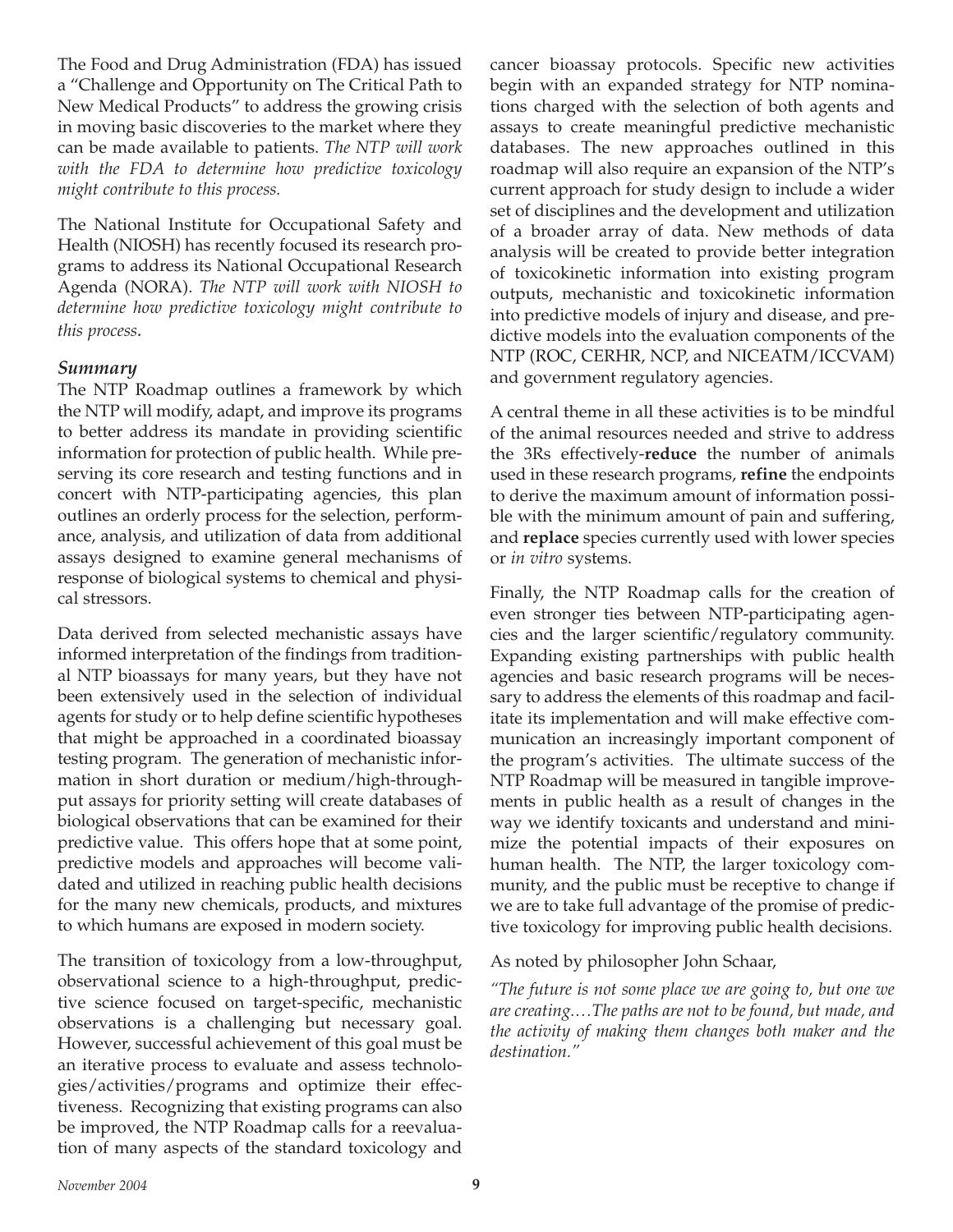The Food and Drug Administration (FDA) has issued a "Challenge and Opportunity on The Critical Path to New Medical Products" to address the growing crisis in moving basic discoveries to the market where they can be made available to patients. *The NTP will work with the FDA to determine how predictive toxicology might contribute to this process.*

The National Institute for Occupational Safety and Health (NIOSH) has recently focused its research programs to address its National Occupational Research Agenda (NORA). *The NTP will work with NIOSH to determine how predictive toxicology might contribute to this process.*

### *Summary*

The NTP Roadmap outlines a framework by which the NTP will modify, adapt, and improve its programs to better address its mandate in providing scientific information for protection of public health. While preserving its core research and testing functions and in concert with NTP-participating agencies, this plan outlines an orderly process for the selection, performance, analysis, and utilization of data from additional assays designed to examine general mechanisms of response of biological systems to chemical and physical stressors.

Data derived from selected mechanistic assays have informed interpretation of the findings from traditional NTP bioassays for many years, but they have not been extensively used in the selection of individual agents for study or to help define scientific hypotheses that might be approached in a coordinated bioassay testing program. The generation of mechanistic information in short duration or medium/high-throughput assays for priority setting will create databases of biological observations that can be examined for their predictive value. This offers hope that at some point, predictive models and approaches will become validated and utilized in reaching public health decisions for the many new chemicals, products, and mixtures to which humans are exposed in modern society.

The transition of toxicology from a low-throughput, observational science to a high-throughput, predictive science focused on target-specific, mechanistic observations is a challenging but necessary goal. However, successful achievement of this goal must be an iterative process to evaluate and assess technologies/activities/programs and optimize their effectiveness. Recognizing that existing programs can also be improved, the NTP Roadmap calls for a reevaluation of many aspects of the standard toxicology and cancer bioassay protocols. Specific new activities begin with an expanded strategy for NTP nominations charged with the selection of both agents and assays to create meaningful predictive mechanistic databases. The new approaches outlined in this roadmap will also require an expansion of the NTP's current approach for study design to include a wider set of disciplines and the development and utilization of a broader array of data. New methods of data analysis will be created to provide better integration of toxicokinetic information into existing program outputs, mechanistic and toxicokinetic information into predictive models of injury and disease, and predictive models into the evaluation components of the NTP (ROC, CERHR, NCP, and NICEATM/ICCVAM) and government regulatory agencies.

A central theme in all these activities is to be mindful of the animal resources needed and strive to address the 3Rs effectively-**reduce** the number of animals used in these research programs, **refine** the endpoints to derive the maximum amount of information possible with the minimum amount of pain and suffering, and **replace** species currently used with lower species or *in vitro* systems.

Finally, the NTP Roadmap calls for the creation of even stronger ties between NTP-participating agencies and the larger scientific/regulatory community. Expanding existing partnerships with public health agencies and basic research programs will be necessary to address the elements of this roadmap and facilitate its implementation and will make effective communication an increasingly important component of the program's activities. The ultimate success of the NTP Roadmap will be measured in tangible improvements in public health as a result of changes in the way we identify toxicants and understand and minimize the potential impacts of their exposures on human health. The NTP, the larger toxicology community, and the public must be receptive to change if we are to take full advantage of the promise of predictive toxicology for improving public health decisions.

As noted by philosopher John Schaar,

*"The future is not some place we are going to, but one we are creating.…The paths are not to be found, but made, and the activity of making them changes both maker and the destination."*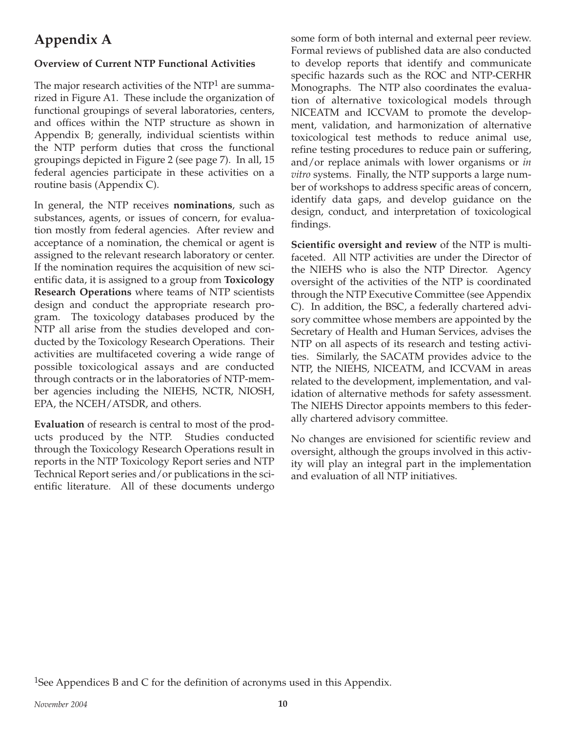# Appendix A

**Overview of Current NTP Functional Activities**

The major research activities of the NTP[1] are summarized in Figure A1. These include the organization of functional groupings of several laboratories, centers, and offices within the NTP structure as shown in Appendix B; generally, individual scientists within the NTP perform duties that cross the functional groupings depicted in Figure 2 (see page 7). In all, 15 federal agencies participate in these activities on a routine basis (Appendix C).

In general, the NTP receives **nominations**, such as substances, agents, or issues of concern, for evaluation mostly from federal agencies. After review and acceptance of a nomination, the chemical or agent is assigned to the relevant research laboratory or center. If the nomination requires the acquisition of new scientific data, it is assigned to a group from **Toxicology Research Operations** where teams of NTP scientists design and conduct the appropriate research program. The toxicology databases produced by the NTP all arise from the studies developed and conducted by the Toxicology Research Operations. Their activities are multifaceted covering a wide range of possible toxicological assays and are conducted through contracts or in the laboratories of NTP-member agencies including the NIEHS, NCTR, NIOSH, EPA, the NCEH/ATSDR, and others.

**Evaluation** of research is central to most of the products produced by the NTP. Studies conducted through the Toxicology Research Operations result in reports in the NTP Toxicology Report series and NTP Technical Report series and/or publications in the scientific literature. All of these documents undergo some form of both internal and external peer review. Formal reviews of published data are also conducted to develop reports that identify and communicate specific hazards such as the ROC and NTP-CERHR Monographs. The NTP also coordinates the evaluation of alternative toxicological models through NICEATM and ICCVAM to promote the development, validation, and harmonization of alternative toxicological test methods to reduce animal use, refine testing procedures to reduce pain or suffering, and/or replace animals with lower organisms or *in vitro* systems. Finally, the NTP supports a large number of workshops to address specific areas of concern, identify data gaps, and develop guidance on the design, conduct, and interpretation of toxicological findings.

**Scientific oversight and review** of the NTP is multifaceted. All NTP activities are under the Director of the NIEHS who is also the NTP Director. Agency oversight of the activities of the NTP is coordinated through the NTP Executive Committee (see Appendix C). In addition, the BSC, a federally chartered advisory committee whose members are appointed by the Secretary of Health and Human Services, advises the NTP on all aspects of its research and testing activities. Similarly, the SACATM provides advice to the NTP, the NIEHS, NICEATM, and ICCVAM in areas related to the development, implementation, and validation of alternative methods for safety assessment. The NIEHS Director appoints members to this federally chartered advisory committee.

No changes are envisioned for scientific review and oversight, although the groups involved in this activity will play an integral part in the implementation and evaluation of all NTP initiatives.

[1] See Appendices B and C for the definition of acronyms used in this Appendix.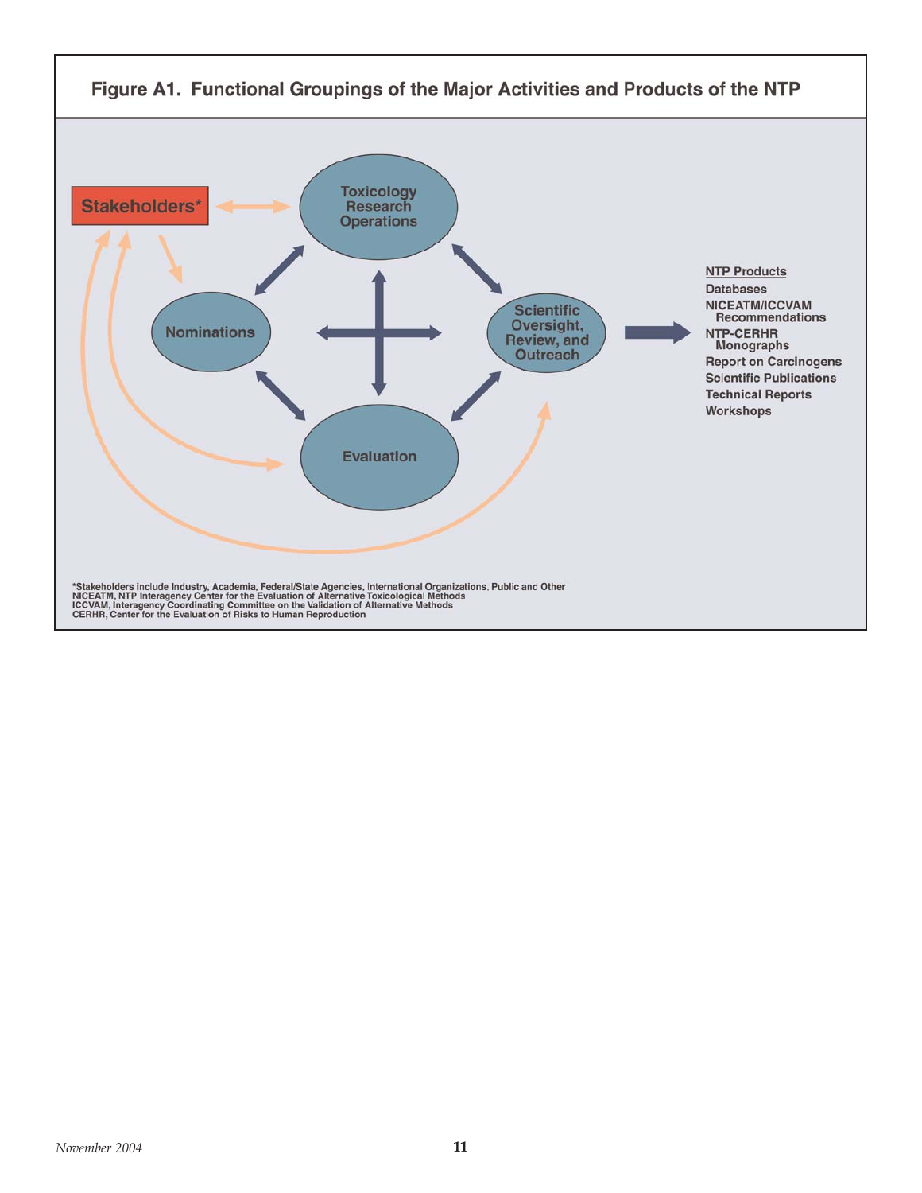## Figure A1. Functional Groupings of the Major Activities and Products of the NTP

Stakeholders*

Toxicology Research Operations

Nominations

Scientific Oversight, Review, and Outreach

Evaluation

NTP Products
- Databases
- NICEATM/ICCVAM Recommendations
- NTP-CERHR Monographs
- Report on Carcinogens
- Scientific Publications
- Technical Reports
- Workshops

*Stakeholders include Industry, Academia, Federal/State Agencies, International Organizations, Public and Other
NICEATM, NTP Interagency Center for the Evaluation of Alternative Toxicological Methods
ICCVAM, Interagency Coordinating Committee on the Validation of Alternative Methods
CERHR, Center for the Evaluation of Risks to Human Reproduction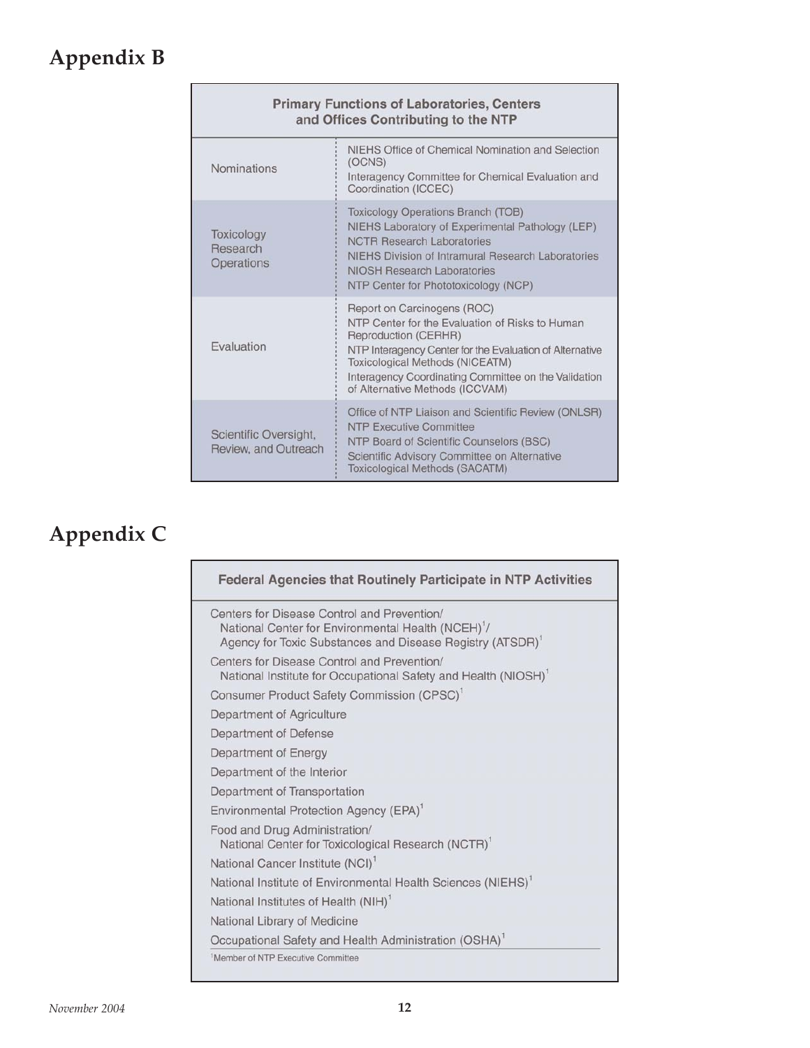# Appendix B

| Primary Functions of Laboratories, Centers and Offices Contributing to the NTP | |
|---|---|
| Nominations | NIEHS Office of Chemical Nomination and Selection (OCNS)<br>Interagency Committee for Chemical Evaluation and Coordination (ICCEC) |
| Toxicology Research Operations | Toxicology Operations Branch (TOB)<br>NIEHS Laboratory of Experimental Pathology (LEP)<br>NCTR Research Laboratories<br>NIEHS Division of Intramural Research Laboratories<br>NIOSH Research Laboratories<br>NTP Center for Phototoxicology (NCP) |
| Evaluation | Report on Carcinogens (ROC)<br>NTP Center for the Evaluation of Risks to Human Reproduction (CERHR)<br>NTP Interagency Center for the Evaluation of Alternative Toxicological Methods (NICEATM)<br>Interagency Coordinating Committee on the Validation of Alternative Methods (ICCVAM) |
| Scientific Oversight, Review, and Outreach | Office of NTP Liaison and Scientific Review (ONLSR)<br>NTP Executive Committee<br>NTP Board of Scientific Counselors (BSC)<br>Scientific Advisory Committee on Alternative Toxicological Methods (SACATM) |

# Appendix C

**Federal Agencies that Routinely Participate in NTP Activities**

- Centers for Disease Control and Prevention/
  - National Center for Environmental Health (NCEH)[1]/
  - Agency for Toxic Substances and Disease Registry (ATSDR)[1]
- Centers for Disease Control and Prevention/
  - National Institute for Occupational Safety and Health (NIOSH)[1]
- Consumer Product Safety Commission (CPSC)[1]
- Department of Agriculture
- Department of Defense
- Department of Energy
- Department of the Interior
- Department of Transportation
- Environmental Protection Agency (EPA)[1]
- Food and Drug Administration/
  - National Center for Toxicological Research (NCTR)[1]
- National Cancer Institute (NCI)[1]
- National Institute of Environmental Health Sciences (NIEHS)[1]
- National Institutes of Health (NIH)[1]
- National Library of Medicine
- Occupational Safety and Health Administration (OSHA)[1]

[1] Member of NTP Executive Committee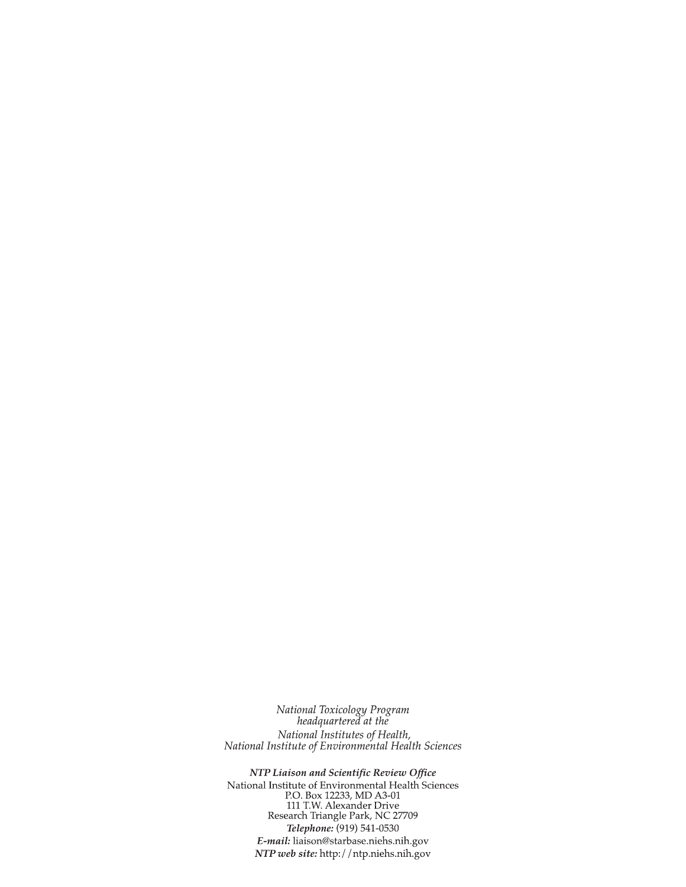*National Toxicology Program*
*headquartered at the*
*National Institutes of Health,*
*National Institute of Environmental Health Sciences*

***NTP Liaison and Scientific Review Office***
National Institute of Environmental Health Sciences
P.O. Box 12233, MD A3-01
111 T.W. Alexander Drive
Research Triangle Park, NC 27709
***Telephone:*** (919) 541-0530
***E-mail:*** liaison@starbase.niehs.nih.gov
***NTP web site:*** http://ntp.niehs.nih.gov